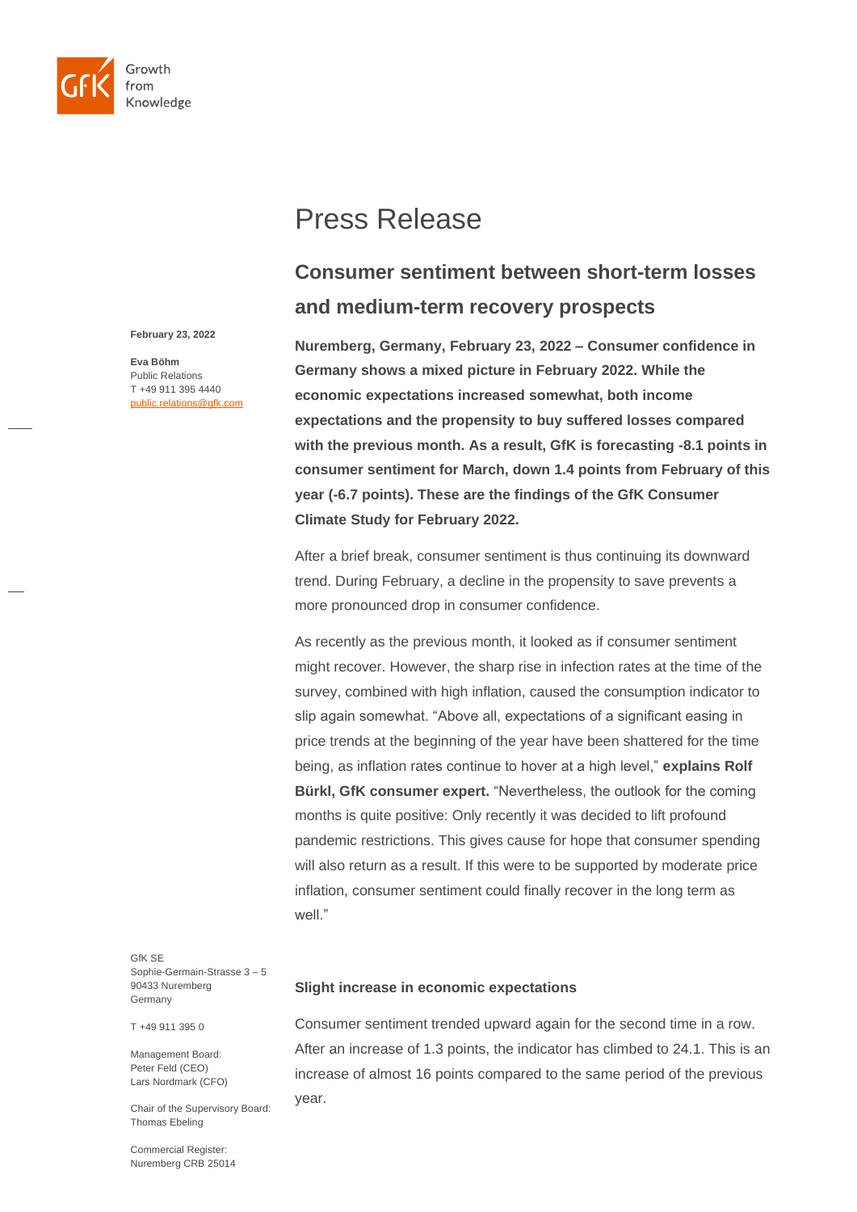Growth from Knowledge

# Press Release

## Consumer sentiment between short-term losses and medium-term recovery prospects

**February 23, 2022**

**Eva Böhm**
Public Relations
T +49 911 395 4440
public.relations@gfk.com

**Nuremberg, Germany, February 23, 2022 – Consumer confidence in Germany shows a mixed picture in February 2022. While the economic expectations increased somewhat, both income expectations and the propensity to buy suffered losses compared with the previous month. As a result, GfK is forecasting -8.1 points in consumer sentiment for March, down 1.4 points from February of this year (-6.7 points). These are the findings of the GfK Consumer Climate Study for February 2022.**

After a brief break, consumer sentiment is thus continuing its downward trend. During February, a decline in the propensity to save prevents a more pronounced drop in consumer confidence.

As recently as the previous month, it looked as if consumer sentiment might recover. However, the sharp rise in infection rates at the time of the survey, combined with high inflation, caused the consumption indicator to slip again somewhat. "Above all, expectations of a significant easing in price trends at the beginning of the year have been shattered for the time being, as inflation rates continue to hover at a high level," **explains Rolf Bürkl, GfK consumer expert.** "Nevertheless, the outlook for the coming months is quite positive: Only recently it was decided to lift profound pandemic restrictions. This gives cause for hope that consumer spending will also return as a result. If this were to be supported by moderate price inflation, consumer sentiment could finally recover in the long term as well."

### Slight increase in economic expectations

Consumer sentiment trended upward again for the second time in a row. After an increase of 1.3 points, the indicator has climbed to 24.1. This is an increase of almost 16 points compared to the same period of the previous year.

GfK SE
Sophie-Germain-Strasse 3 – 5
90433 Nuremberg
Germany

T +49 911 395 0

Management Board:
Peter Feld (CEO)
Lars Nordmark (CFO)

Chair of the Supervisory Board:
Thomas Ebeling

Commercial Register:
Nuremberg CRB 25014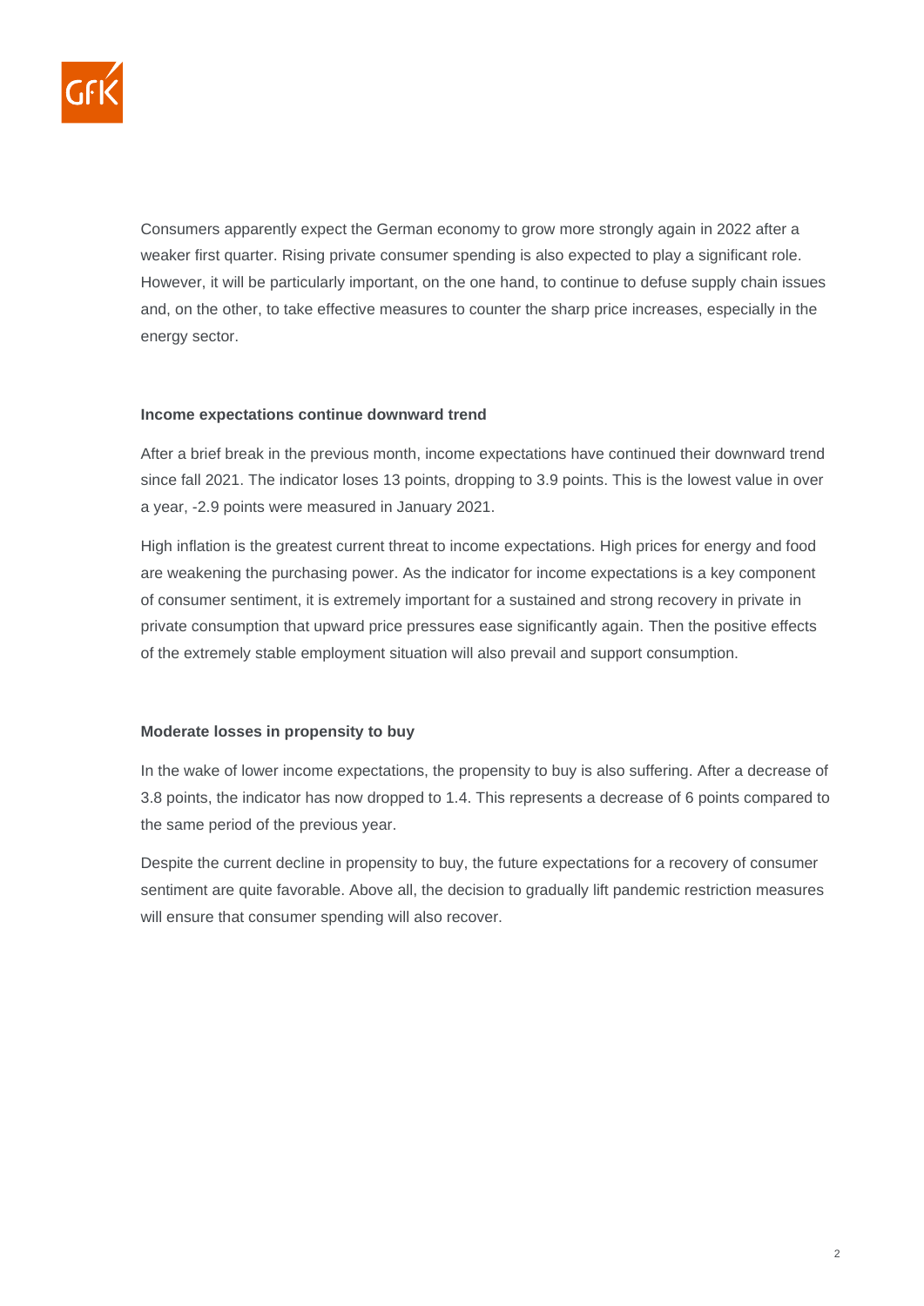Consumers apparently expect the German economy to grow more strongly again in 2022 after a weaker first quarter. Rising private consumer spending is also expected to play a significant role. However, it will be particularly important, on the one hand, to continue to defuse supply chain issues and, on the other, to take effective measures to counter the sharp price increases, especially in the energy sector.

**Income expectations continue downward trend**

After a brief break in the previous month, income expectations have continued their downward trend since fall 2021. The indicator loses 13 points, dropping to 3.9 points. This is the lowest value in over a year, -2.9 points were measured in January 2021.

High inflation is the greatest current threat to income expectations. High prices for energy and food are weakening the purchasing power. As the indicator for income expectations is a key component of consumer sentiment, it is extremely important for a sustained and strong recovery in private in private consumption that upward price pressures ease significantly again. Then the positive effects of the extremely stable employment situation will also prevail and support consumption.

**Moderate losses in propensity to buy**

In the wake of lower income expectations, the propensity to buy is also suffering. After a decrease of 3.8 points, the indicator has now dropped to 1.4. This represents a decrease of 6 points compared to the same period of the previous year.

Despite the current decline in propensity to buy, the future expectations for a recovery of consumer sentiment are quite favorable. Above all, the decision to gradually lift pandemic restriction measures will ensure that consumer spending will also recover.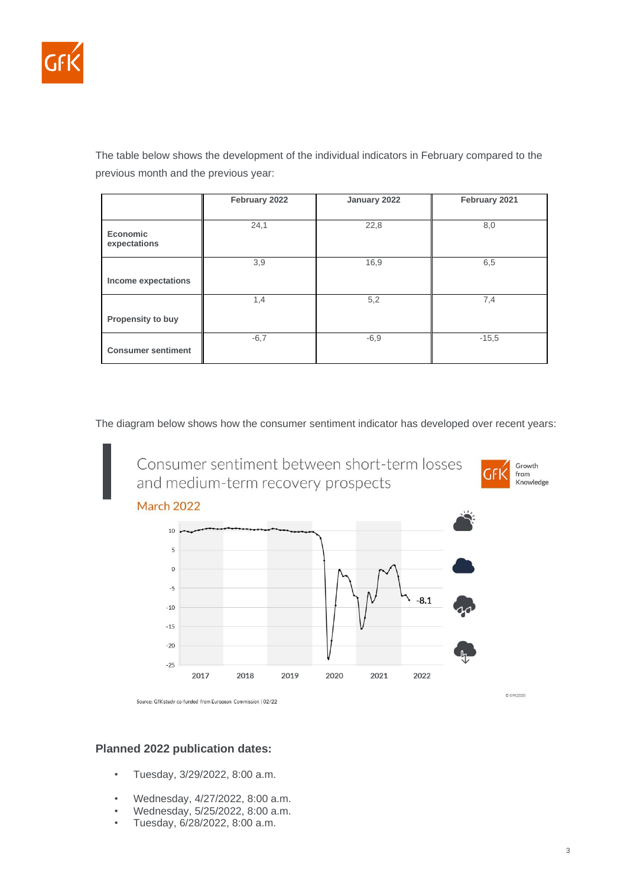The table below shows the development of the individual indicators in February compared to the previous month and the previous year:

| | February 2022 | January 2022 | February 2021 |
|---|---|---|---|
| **Economic expectations** | 24,1 | 22,8 | 8,0 |
| **Income expectations** | 3,9 | 16,9 | 6,5 |
| **Propensity to buy** | 1,4 | 5,2 | 7,4 |
| **Consumer sentiment** | -6,7 | -6,9 | -15,5 |

The diagram below shows how the consumer sentiment indicator has developed over recent years:

Consumer sentiment between short-term losses and medium-term recovery prospects

March 2022

Growth from Knowledge

10
5
0
-5
-10
-15
-20
-25

2017 2018 2019 2020 2021 2022

-8.1

Source: GfK study co-funded from European Commission | 02/22

© GfK2020

### Planned 2022 publication dates:

- Tuesday, 3/29/2022, 8:00 a.m.
- Wednesday, 4/27/2022, 8:00 a.m.
- Wednesday, 5/25/2022, 8:00 a.m.
- Tuesday, 6/28/2022, 8:00 a.m.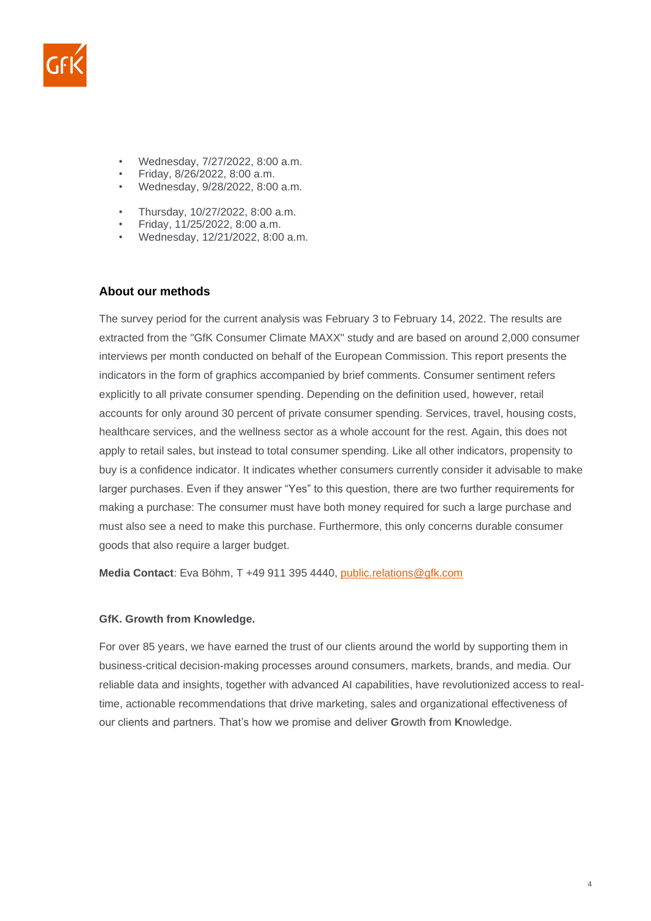- Wednesday, 7/27/2022, 8:00 a.m.
- Friday, 8/26/2022, 8:00 a.m.
- Wednesday, 9/28/2022, 8:00 a.m.

- Thursday, 10/27/2022, 8:00 a.m.
- Friday, 11/25/2022, 8:00 a.m.
- Wednesday, 12/21/2022, 8:00 a.m.

## About our methods

The survey period for the current analysis was February 3 to February 14, 2022. The results are extracted from the "GfK Consumer Climate MAXX" study and are based on around 2,000 consumer interviews per month conducted on behalf of the European Commission. This report presents the indicators in the form of graphics accompanied by brief comments. Consumer sentiment refers explicitly to all private consumer spending. Depending on the definition used, however, retail accounts for only around 30 percent of private consumer spending. Services, travel, housing costs, healthcare services, and the wellness sector as a whole account for the rest. Again, this does not apply to retail sales, but instead to total consumer spending. Like all other indicators, propensity to buy is a confidence indicator. It indicates whether consumers currently consider it advisable to make larger purchases. Even if they answer "Yes" to this question, there are two further requirements for making a purchase: The consumer must have both money required for such a large purchase and must also see a need to make this purchase. Furthermore, this only concerns durable consumer goods that also require a larger budget.

**Media Contact**: Eva Böhm, T +49 911 395 4440, public.relations@gfk.com

**GfK. Growth from Knowledge.**

For over 85 years, we have earned the trust of our clients around the world by supporting them in business-critical decision-making processes around consumers, markets, brands, and media. Our reliable data and insights, together with advanced AI capabilities, have revolutionized access to real-time, actionable recommendations that drive marketing, sales and organizational effectiveness of our clients and partners. That's how we promise and deliver **G**rowth **f**rom **K**nowledge.